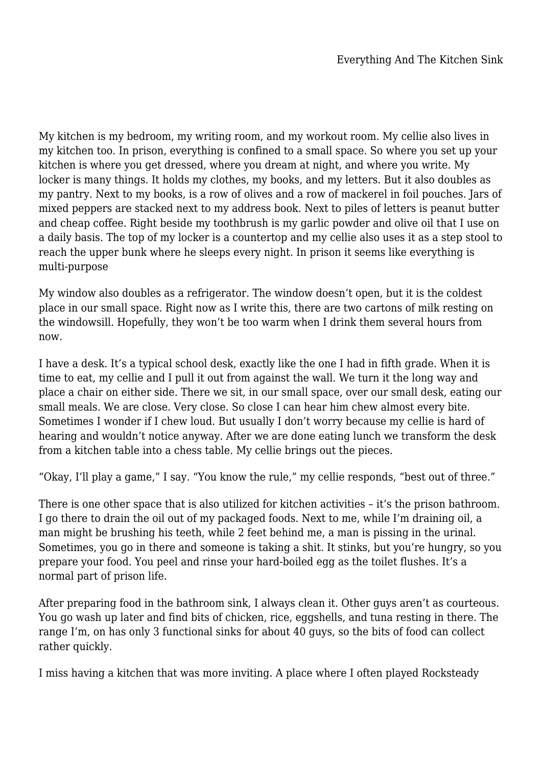# Everything And The Kitchen Sink

My kitchen is my bedroom, my writing room, and my workout room. My cellie also lives in my kitchen too. In prison, everything is confined to a small space. So where you set up your kitchen is where you get dressed, where you dream at night, and where you write. My locker is many things. It holds my clothes, my books, and my letters. But it also doubles as my pantry. Next to my books, is a row of olives and a row of mackerel in foil pouches. Jars of mixed peppers are stacked next to my address book. Next to piles of letters is peanut butter and cheap coffee. Right beside my toothbrush is my garlic powder and olive oil that I use on a daily basis. The top of my locker is a countertop and my cellie also uses it as a step stool to reach the upper bunk where he sleeps every night. In prison it seems like everything is multi-purpose

My window also doubles as a refrigerator. The window doesn't open, but it is the coldest place in our small space. Right now as I write this, there are two cartons of milk resting on the windowsill. Hopefully, they won't be too warm when I drink them several hours from now.

I have a desk. It's a typical school desk, exactly like the one I had in fifth grade. When it is time to eat, my cellie and I pull it out from against the wall. We turn it the long way and place a chair on either side. There we sit, in our small space, over our small desk, eating our small meals. We are close. Very close. So close I can hear him chew almost every bite. Sometimes I wonder if I chew loud. But usually I don't worry because my cellie is hard of hearing and wouldn't notice anyway. After we are done eating lunch we transform the desk from a kitchen table into a chess table. My cellie brings out the pieces.

"Okay, I'll play a game," I say. "You know the rule," my cellie responds, "best out of three."

There is one other space that is also utilized for kitchen activities – it's the prison bathroom. I go there to drain the oil out of my packaged foods. Next to me, while I'm draining oil, a man might be brushing his teeth, while 2 feet behind me, a man is pissing in the urinal. Sometimes, you go in there and someone is taking a shit. It stinks, but you're hungry, so you prepare your food. You peel and rinse your hard-boiled egg as the toilet flushes. It's a normal part of prison life.

After preparing food in the bathroom sink, I always clean it. Other guys aren't as courteous. You go wash up later and find bits of chicken, rice, eggshells, and tuna resting in there. The range I'm, on has only 3 functional sinks for about 40 guys, so the bits of food can collect rather quickly.

I miss having a kitchen that was more inviting. A place where I often played Rocksteady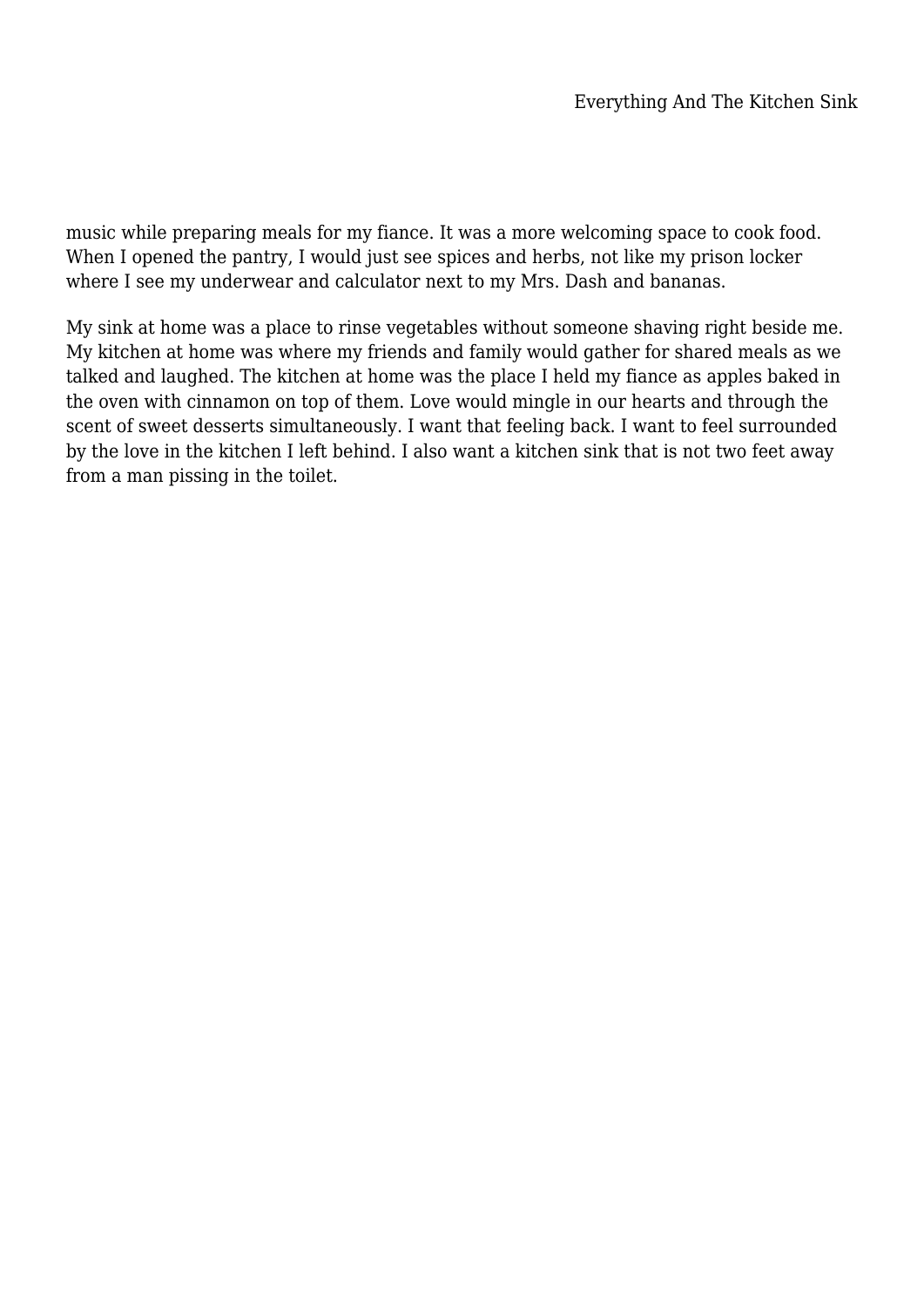music while preparing meals for my fiance. It was a more welcoming space to cook food. When I opened the pantry, I would just see spices and herbs, not like my prison locker where I see my underwear and calculator next to my Mrs. Dash and bananas.

My sink at home was a place to rinse vegetables without someone shaving right beside me. My kitchen at home was where my friends and family would gather for shared meals as we talked and laughed. The kitchen at home was the place I held my fiance as apples baked in the oven with cinnamon on top of them. Love would mingle in our hearts and through the scent of sweet desserts simultaneously. I want that feeling back. I want to feel surrounded by the love in the kitchen I left behind. I also want a kitchen sink that is not two feet away from a man pissing in the toilet.